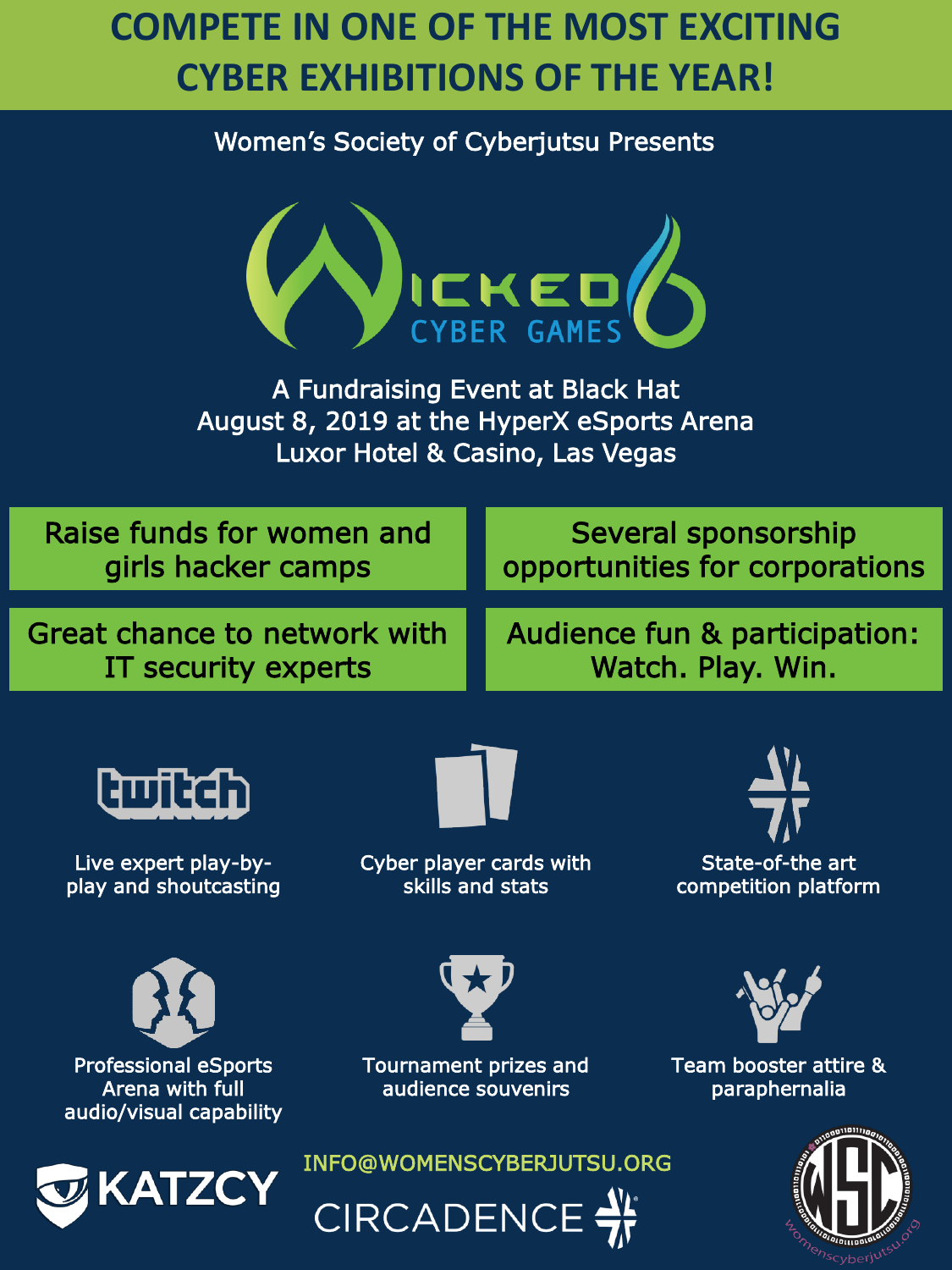# COMPETE IN ONE OF THE MOST EXCITING CYBER EXHIBITIONS OF THE YEAR!

Women's Society of Cyberjutsu Presents

## WICKED 6 CYBER GAMES

A Fundraising Event at Black Hat
August 8, 2019 at the HyperX eSports Arena
Luxor Hotel & Casino, Las Vegas

- Raise funds for women and girls hacker camps
- Several sponsorship opportunities for corporations
- Great chance to network with IT security experts
- Audience fun & participation: Watch. Play. Win.

twitch

- Live expert play-by-play and shoutcasting
- Cyber player cards with skills and stats
- State-of-the art competition platform
- Professional eSports Arena with full audio/visual capability
- Tournament prizes and audience souvenirs
- Team booster attire & paraphernalia

KATZCY

INFO@WOMENSCYBERJUTSU.ORG

CIRCADENCE

WSC womenscyberjutsu.org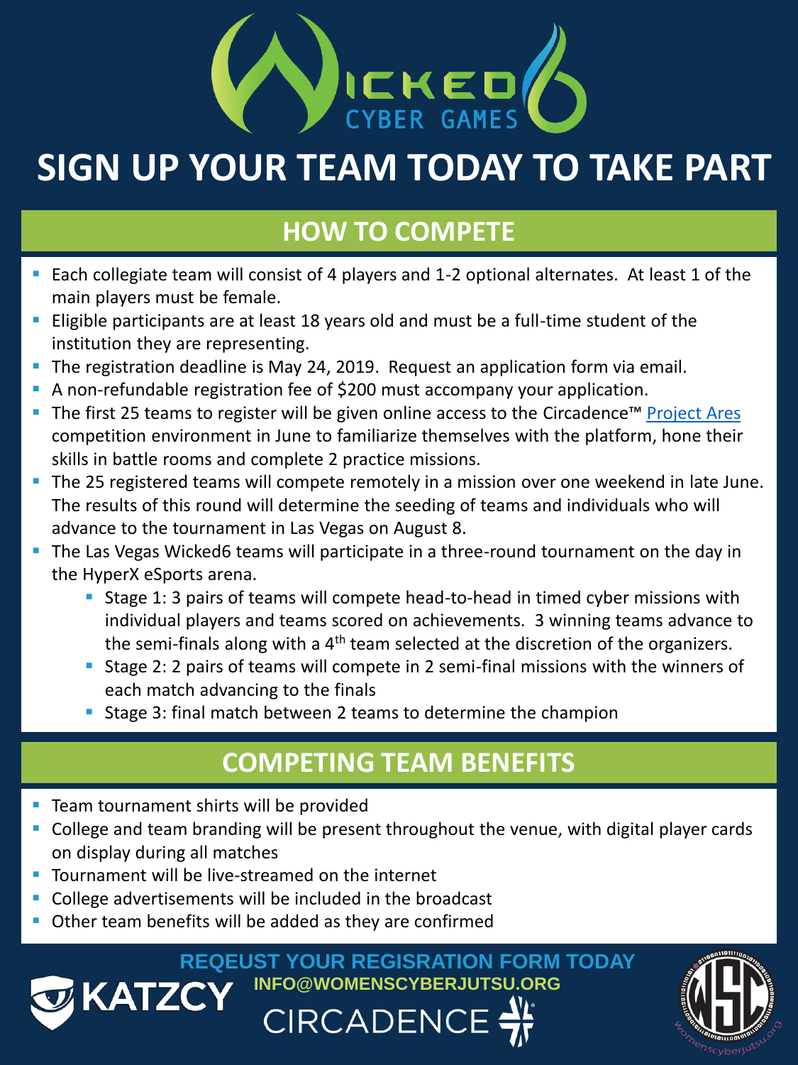WICKED6 CYBER GAMES

# SIGN UP YOUR TEAM TODAY TO TAKE PART

## HOW TO COMPETE

- Each collegiate team will consist of 4 players and 1-2 optional alternates. At least 1 of the main players must be female.
- Eligible participants are at least 18 years old and must be a full-time student of the institution they are representing.
- The registration deadline is May 24, 2019. Request an application form via email.
- A non-refundable registration fee of $200 must accompany your application.
- The first 25 teams to register will be given online access to the Circadence™ Project Ares competition environment in June to familiarize themselves with the platform, hone their skills in battle rooms and complete 2 practice missions.
- The 25 registered teams will compete remotely in a mission over one weekend in late June. The results of this round will determine the seeding of teams and individuals who will advance to the tournament in Las Vegas on August 8.
- The Las Vegas Wicked6 teams will participate in a three-round tournament on the day in the HyperX eSports arena.
  - Stage 1: 3 pairs of teams will compete head-to-head in timed cyber missions with individual players and teams scored on achievements. 3 winning teams advance to the semi-finals along with a 4th team selected at the discretion of the organizers.
  - Stage 2: 2 pairs of teams will compete in 2 semi-final missions with the winners of each match advancing to the finals
  - Stage 3: final match between 2 teams to determine the champion

## COMPETING TEAM BENEFITS

- Team tournament shirts will be provided
- College and team branding will be present throughout the venue, with digital player cards on display during all matches
- Tournament will be live-streamed on the internet
- College advertisements will be included in the broadcast
- Other team benefits will be added as they are confirmed

**REQEUST YOUR REGISRATION FORM TODAY**

**INFO@WOMENSCYBERJUTSU.ORG**

KATZCY CIRCADENCE WSC womenscyberjutsu.org